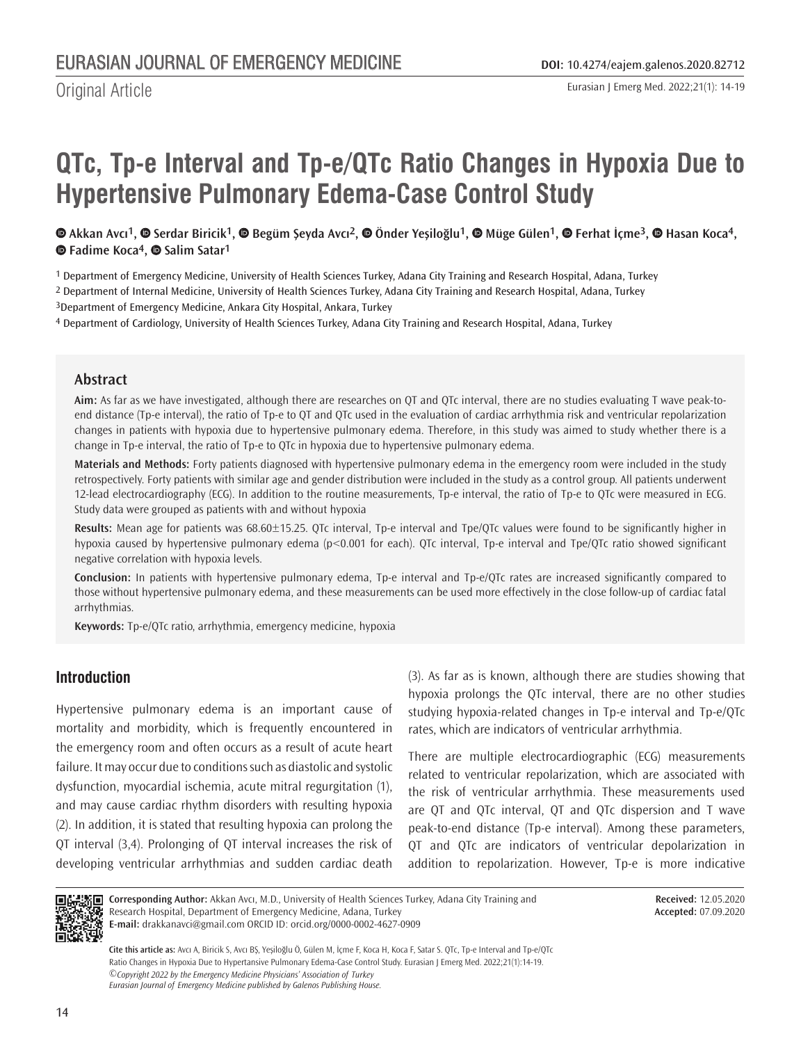Original Article

# QTc, Tp-e Interval and Tp-e/QTc Ratio Changes in Hypoxia Due to Hypertensive Pulmonary Edema-Case Control Study

Akkan Avcı[1], Serdar Biricik[1], Begüm Şeyda Avcı[2], Önder Yeşiloğlu[1], Müge Gülen[1], Ferhat İçme[3], Hasan Koca[4], Fadime Koca[4], Salim Satar[1]

[1] Department of Emergency Medicine, University of Health Sciences Turkey, Adana City Training and Research Hospital, Adana, Turkey

[2] Department of Internal Medicine, University of Health Sciences Turkey, Adana City Training and Research Hospital, Adana, Turkey

[3] Department of Emergency Medicine, Ankara City Hospital, Ankara, Turkey

[4] Department of Cardiology, University of Health Sciences Turkey, Adana City Training and Research Hospital, Adana, Turkey

## Abstract

**Aim:** As far as we have investigated, although there are researches on QT and QTc interval, there are no studies evaluating T wave peak-to-end distance (Tp-e interval), the ratio of Tp-e to QT and QTc used in the evaluation of cardiac arrhythmia risk and ventricular repolarization changes in patients with hypoxia due to hypertensive pulmonary edema. Therefore, in this study was aimed to study whether there is a change in Tp-e interval, the ratio of Tp-e to QTc in hypoxia due to hypertensive pulmonary edema.

**Materials and Methods:** Forty patients diagnosed with hypertensive pulmonary edema in the emergency room were included in the study retrospectively. Forty patients with similar age and gender distribution were included in the study as a control group. All patients underwent 12-lead electrocardiography (ECG). In addition to the routine measurements, Tp-e interval, the ratio of Tp-e to QTc were measured in ECG. Study data were grouped as patients with and without hypoxia

**Results:** Mean age for patients was 68.60±15.25. QTc interval, Tp-e interval and Tpe/QTc values were found to be significantly higher in hypoxia caused by hypertensive pulmonary edema ($p<0.001$ for each). QTc interval, Tp-e interval and Tpe/QTc ratio showed significant negative correlation with hypoxia levels.

**Conclusion:** In patients with hypertensive pulmonary edema, Tp-e interval and Tp-e/QTc rates are increased significantly compared to those without hypertensive pulmonary edema, and these measurements can be used more effectively in the close follow-up of cardiac fatal arrhythmias.

**Keywords:** Tp-e/QTc ratio, arrhythmia, emergency medicine, hypoxia

## Introduction

Hypertensive pulmonary edema is an important cause of mortality and morbidity, which is frequently encountered in the emergency room and often occurs as a result of acute heart failure. It may occur due to conditions such as diastolic and systolic dysfunction, myocardial ischemia, acute mitral regurgitation (1), and may cause cardiac rhythm disorders with resulting hypoxia (2). In addition, it is stated that resulting hypoxia can prolong the QT interval (3,4). Prolonging of QT interval increases the risk of developing ventricular arrhythmias and sudden cardiac death (3). As far as is known, although there are studies showing that hypoxia prolongs the QTc interval, there are no other studies studying hypoxia-related changes in Tp-e interval and Tp-e/QTc rates, which are indicators of ventricular arrhythmia.

There are multiple electrocardiographic (ECG) measurements related to ventricular repolarization, which are associated with the risk of ventricular arrhythmia. These measurements used are QT and QTc interval, QT and QTc dispersion and T wave peak-to-end distance (Tp-e interval). Among these parameters, QT and QTc are indicators of ventricular depolarization in addition to repolarization. However, Tp-e is more indicative

**Corresponding Author:** Akkan Avcı, M.D., University of Health Sciences Turkey, Adana City Training and Research Hospital, Department of Emergency Medicine, Adana, Turkey
**E-mail:** drakkanavci@gmail.com ORCID ID: orcid.org/0000-0002-4627-0909

**Received:** 12.05.2020
**Accepted:** 07.09.2020

**Cite this article as:** Avcı A, Biricik S, Avcı BŞ, Yeşiloğlu Ö, Gülen M, İçme F, Koca H, Koca F, Satar S. QTc, Tp-e Interval and Tp-e/QTc Ratio Changes in Hypoxia Due to Hypertansive Pulmonary Edema-Case Control Study. Eurasian J Emerg Med. 2022;21(1):14-19.

*©Copyright 2022 by the Emergency Medicine Physicians' Association of Turkey*
*Eurasian Journal of Emergency Medicine published by Galenos Publishing House.*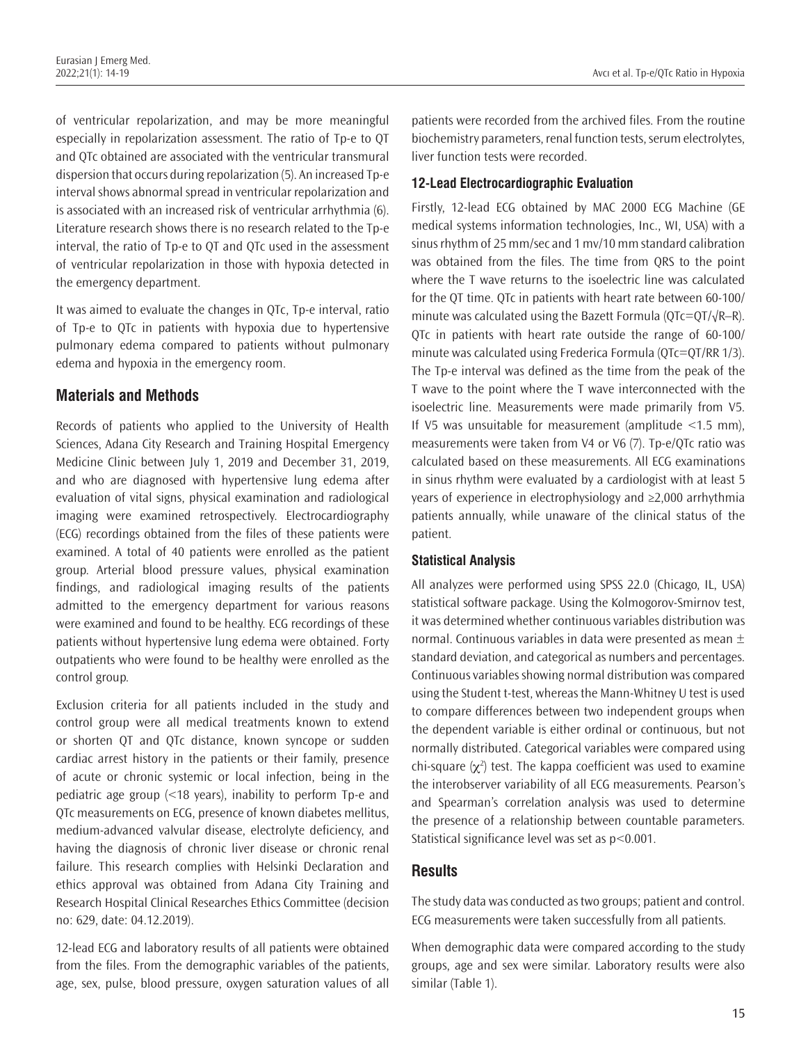of ventricular repolarization, and may be more meaningful especially in repolarization assessment. The ratio of Tp-e to QT and QTc obtained are associated with the ventricular transmural dispersion that occurs during repolarization (5). An increased Tp-e interval shows abnormal spread in ventricular repolarization and is associated with an increased risk of ventricular arrhythmia (6). Literature research shows there is no research related to the Tp-e interval, the ratio of Tp-e to QT and QTc used in the assessment of ventricular repolarization in those with hypoxia detected in the emergency department.

It was aimed to evaluate the changes in QTc, Tp-e interval, ratio of Tp-e to QTc in patients with hypoxia due to hypertensive pulmonary edema compared to patients without pulmonary edema and hypoxia in the emergency room.

## Materials and Methods

Records of patients who applied to the University of Health Sciences, Adana City Research and Training Hospital Emergency Medicine Clinic between July 1, 2019 and December 31, 2019, and who are diagnosed with hypertensive lung edema after evaluation of vital signs, physical examination and radiological imaging were examined retrospectively. Electrocardiography (ECG) recordings obtained from the files of these patients were examined. A total of 40 patients were enrolled as the patient group. Arterial blood pressure values, physical examination findings, and radiological imaging results of the patients admitted to the emergency department for various reasons were examined and found to be healthy. ECG recordings of these patients without hypertensive lung edema were obtained. Forty outpatients who were found to be healthy were enrolled as the control group.

Exclusion criteria for all patients included in the study and control group were all medical treatments known to extend or shorten QT and QTc distance, known syncope or sudden cardiac arrest history in the patients or their family, presence of acute or chronic systemic or local infection, being in the pediatric age group (<18 years), inability to perform Tp-e and QTc measurements on ECG, presence of known diabetes mellitus, medium-advanced valvular disease, electrolyte deficiency, and having the diagnosis of chronic liver disease or chronic renal failure. This research complies with Helsinki Declaration and ethics approval was obtained from Adana City Training and Research Hospital Clinical Researches Ethics Committee (decision no: 629, date: 04.12.2019).

12-lead ECG and laboratory results of all patients were obtained from the files. From the demographic variables of the patients, age, sex, pulse, blood pressure, oxygen saturation values of all patients were recorded from the archived files. From the routine biochemistry parameters, renal function tests, serum electrolytes, liver function tests were recorded.

### 12-Lead Electrocardiographic Evaluation

Firstly, 12-lead ECG obtained by MAC 2000 ECG Machine (GE medical systems information technologies, Inc., WI, USA) with a sinus rhythm of 25 mm/sec and 1 mv/10 mm standard calibration was obtained from the files. The time from QRS to the point where the T wave returns to the isoelectric line was calculated for the QT time. QTc in patients with heart rate between 60-100/minute was calculated using the Bazett Formula ($QTc=QT/\sqrt{R-R}$). QTc in patients with heart rate outside the range of 60-100/minute was calculated using Frederica Formula ($QTc=QT/RR^{1/3}$). The Tp-e interval was defined as the time from the peak of the T wave to the point where the T wave interconnected with the isoelectric line. Measurements were made primarily from V5. If V5 was unsuitable for measurement (amplitude <1.5 mm), measurements were taken from V4 or V6 (7). Tp-e/QTc ratio was calculated based on these measurements. All ECG examinations in sinus rhythm were evaluated by a cardiologist with at least 5 years of experience in electrophysiology and ≥2,000 arrhythmia patients annually, while unaware of the clinical status of the patient.

### Statistical Analysis

All analyzes were performed using SPSS 22.0 (Chicago, IL, USA) statistical software package. Using the Kolmogorov-Smirnov test, it was determined whether continuous variables distribution was normal. Continuous variables in data were presented as mean ± standard deviation, and categorical as numbers and percentages. Continuous variables showing normal distribution was compared using the Student t-test, whereas the Mann-Whitney U test is used to compare differences between two independent groups when the dependent variable is either ordinal or continuous, but not normally distributed. Categorical variables were compared using chi-square ($\chi^2$) test. The kappa coefficient was used to examine the interobserver variability of all ECG measurements. Pearson's and Spearman's correlation analysis was used to determine the presence of a relationship between countable parameters. Statistical significance level was set as $p<0.001$.

## Results

The study data was conducted as two groups; patient and control. ECG measurements were taken successfully from all patients.

When demographic data were compared according to the study groups, age and sex were similar. Laboratory results were also similar (Table 1).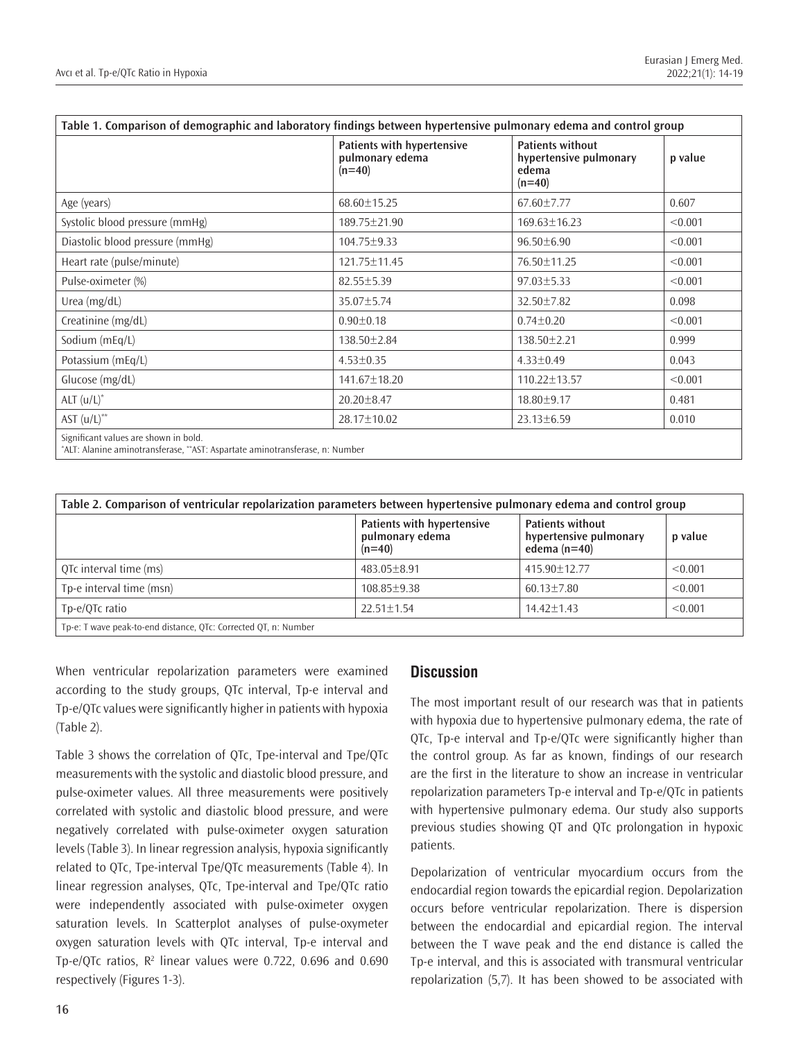| Table 1. Comparison of demographic and laboratory findings between hypertensive pulmonary edema and control group | | | |
|---|---|---|---|
| | Patients with hypertensive pulmonary edema (n=40) | Patients without hypertensive pulmonary edema (n=40) | p value |
| Age (years) | 68.60±15.25 | 67.60±7.77 | 0.607 |
| Systolic blood pressure (mmHg) | 189.75±21.90 | 169.63±16.23 | <0.001 |
| Diastolic blood pressure (mmHg) | 104.75±9.33 | 96.50±6.90 | <0.001 |
| Heart rate (pulse/minute) | 121.75±11.45 | 76.50±11.25 | <0.001 |
| Pulse-oximeter (%) | 82.55±5.39 | 97.03±5.33 | <0.001 |
| Urea (mg/dL) | 35.07±5.74 | 32.50±7.82 | 0.098 |
| Creatinine (mg/dL) | 0.90±0.18 | 0.74±0.20 | <0.001 |
| Sodium (mEq/L) | 138.50±2.84 | 138.50±2.21 | 0.999 |
| Potassium (mEq/L) | 4.53±0.35 | 4.33±0.49 | 0.043 |
| Glucose (mg/dL) | 141.67±18.20 | 110.22±13.57 | <0.001 |
| ALT (u/L)* | 20.20±8.47 | 18.80±9.17 | 0.481 |
| AST (u/L)** | 28.17±10.02 | 23.13±6.59 | 0.010 |

Significant values are shown in bold.
*ALT: Alanine aminotransferase, **AST: Aspartate aminotransferase, n: Number

| Table 2. Comparison of ventricular repolarization parameters between hypertensive pulmonary edema and control group | | | |
|---|---|---|---|
| | Patients with hypertensive pulmonary edema (n=40) | Patients without hypertensive pulmonary edema (n=40) | p value |
| QTc interval time (ms) | 483.05±8.91 | 415.90±12.77 | <0.001 |
| Tp-e interval time (msn) | 108.85±9.38 | 60.13±7.80 | <0.001 |
| Tp-e/QTc ratio | 22.51±1.54 | 14.42±1.43 | <0.001 |

Tp-e: T wave peak-to-end distance, QTc: Corrected QT, n: Number

When ventricular repolarization parameters were examined according to the study groups, QTc interval, Tp-e interval and Tp-e/QTc values were significantly higher in patients with hypoxia (Table 2).

Table 3 shows the correlation of QTc, Tpe-interval and Tpe/QTc measurements with the systolic and diastolic blood pressure, and pulse-oximeter values. All three measurements were positively correlated with systolic and diastolic blood pressure, and were negatively correlated with pulse-oximeter oxygen saturation levels (Table 3). In linear regression analysis, hypoxia significantly related to QTc, Tpe-interval Tpe/QTc measurements (Table 4). In linear regression analyses, QTc, Tpe-interval and Tpe/QTc ratio were independently associated with pulse-oximeter oxygen saturation levels. In Scatterplot analyses of pulse-oxymeter oxygen saturation levels with QTc interval, Tp-e interval and Tp-e/QTc ratios, $R^2$ linear values were 0.722, 0.696 and 0.690 respectively (Figures 1-3).

## Discussion

The most important result of our research was that in patients with hypoxia due to hypertensive pulmonary edema, the rate of QTc, Tp-e interval and Tp-e/QTc were significantly higher than the control group. As far as known, findings of our research are the first in the literature to show an increase in ventricular repolarization parameters Tp-e interval and Tp-e/QTc in patients with hypertensive pulmonary edema. Our study also supports previous studies showing QT and QTc prolongation in hypoxic patients.

Depolarization of ventricular myocardium occurs from the endocardial region towards the epicardial region. Depolarization occurs before ventricular repolarization. There is dispersion between the endocardial and epicardial region. The interval between the T wave peak and the end distance is called the Tp-e interval, and this is associated with transmural ventricular repolarization (5,7). It has been showed to be associated with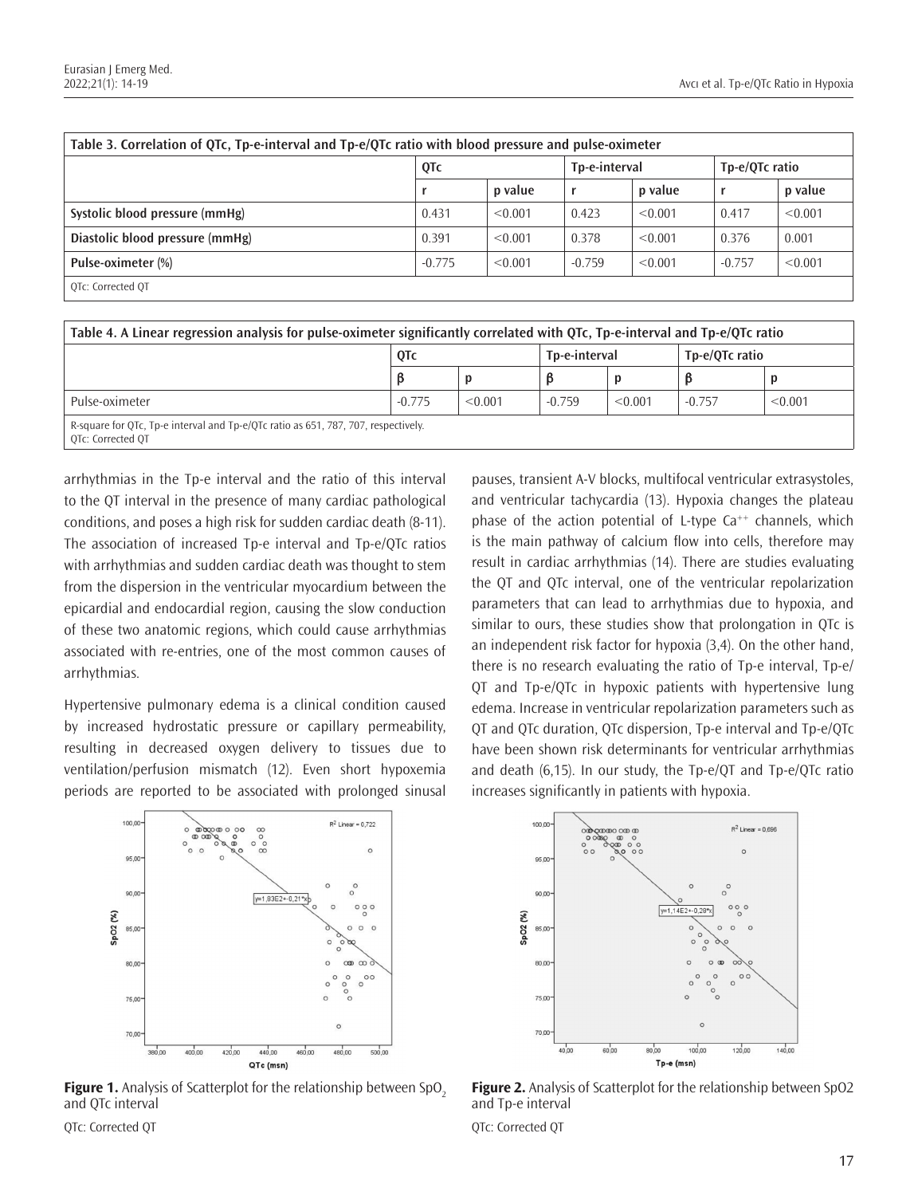| Table 3. Correlation of QTc, Tp-e-interval and Tp-e/QTc ratio with blood pressure and pulse-oximeter | | | | | | |
|---|---|---|---|---|---|---|
| | QTc | | Tp-e-interval | | Tp-e/QTc ratio | |
| | r | p value | r | p value | r | p value |
| Systolic blood pressure (mmHg) | 0.431 | <0.001 | 0.423 | <0.001 | 0.417 | <0.001 |
| Diastolic blood pressure (mmHg) | 0.391 | <0.001 | 0.378 | <0.001 | 0.376 | 0.001 |
| Pulse-oximeter (%) | -0.775 | <0.001 | -0.759 | <0.001 | -0.757 | <0.001 |

QTc: Corrected QT

| Table 4. A Linear regression analysis for pulse-oximeter significantly correlated with QTc, Tp-e-interval and Tp-e/QTc ratio | | | | | | |
|---|---|---|---|---|---|---|
| | QTc | | Tp-e-interval | | Tp-e/QTc ratio | |
| | β | p | β | p | β | p |
| Pulse-oximeter | -0.775 | <0.001 | -0.759 | <0.001 | -0.757 | <0.001 |

R-square for QTc, Tp-e interval and Tp-e/QTc ratio as 651, 787, 707, respectively.
QTc: Corrected QT

arrhythmias in the Tp-e interval and the ratio of this interval to the QT interval in the presence of many cardiac pathological conditions, and poses a high risk for sudden cardiac death (8-11). The association of increased Tp-e interval and Tp-e/QTc ratios with arrhythmias and sudden cardiac death was thought to stem from the dispersion in the ventricular myocardium between the epicardial and endocardial region, causing the slow conduction of these two anatomic regions, which could cause arrhythmias associated with re-entries, one of the most common causes of arrhythmias.

Hypertensive pulmonary edema is a clinical condition caused by increased hydrostatic pressure or capillary permeability, resulting in decreased oxygen delivery to tissues due to ventilation/perfusion mismatch (12). Even short hypoxemia periods are reported to be associated with prolonged sinusal pauses, transient A-V blocks, multifocal ventricular extrasystoles, and ventricular tachycardia (13). Hypoxia changes the plateau phase of the action potential of L-type $Ca^{++}$ channels, which is the main pathway of calcium flow into cells, therefore may result in cardiac arrhythmias (14). There are studies evaluating the QT and QTc interval, one of the ventricular repolarization parameters that can lead to arrhythmias due to hypoxia, and similar to ours, these studies show that prolongation in QTc is an independent risk factor for hypoxia (3,4). On the other hand, there is no research evaluating the ratio of Tp-e interval, Tp-e/QT and Tp-e/QTc in hypoxic patients with hypertensive lung edema. Increase in ventricular repolarization parameters such as QT and QTc duration, QTc dispersion, Tp-e interval and Tp-e/QTc have been shown risk determinants for ventricular arrhythmias and death (6,15). In our study, the Tp-e/QT and Tp-e/QTc ratio increases significantly in patients with hypoxia.

**Figure 1.** Analysis of Scatterplot for the relationship between $SpO_2$ and QTc interval

QTc: Corrected QT

**Figure 2.** Analysis of Scatterplot for the relationship between SpO2 and Tp-e interval

QTc: Corrected QT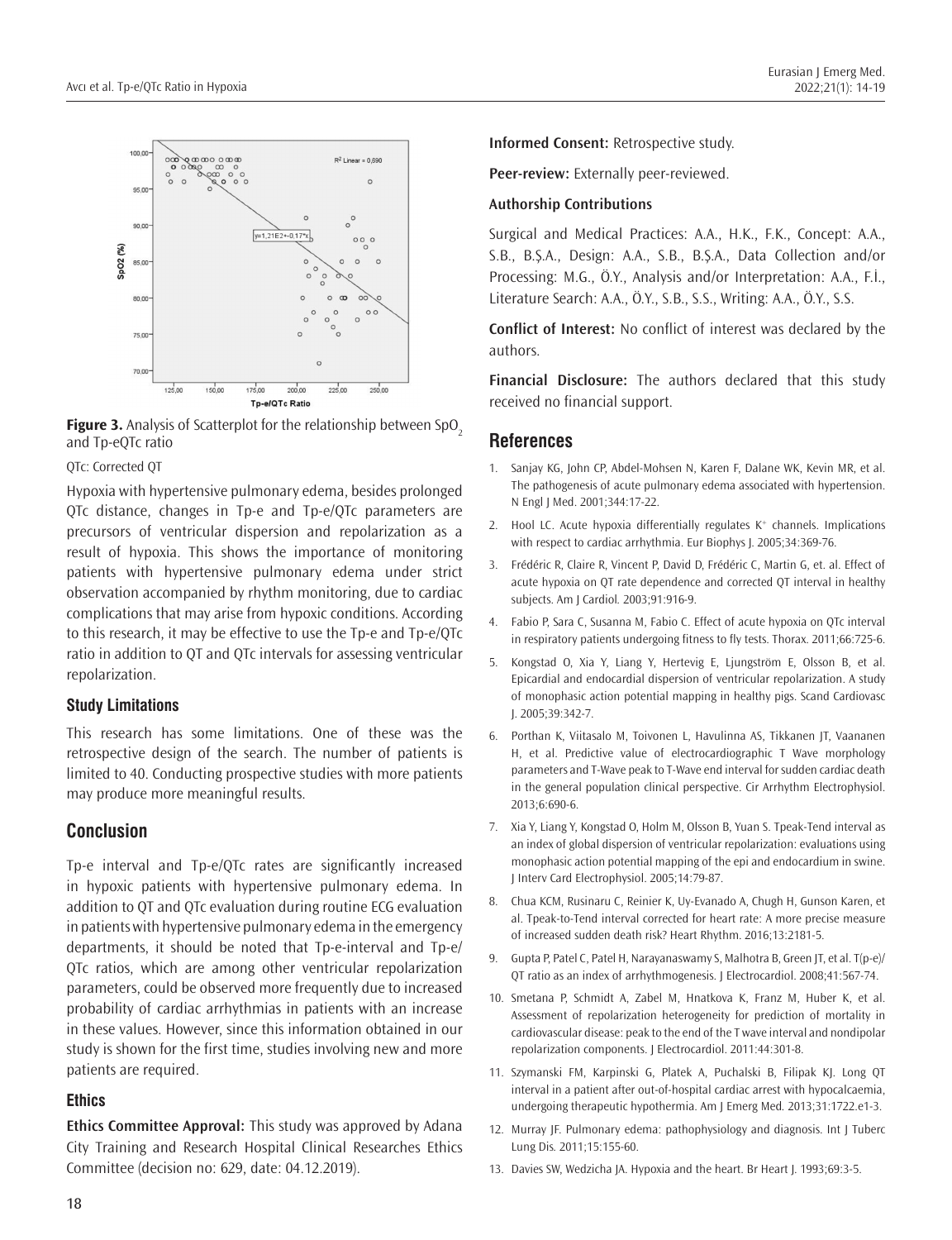**Figure 3.** Analysis of Scatterplot for the relationship between $SpO_2$ and Tp-eQTc ratio

QTc: Corrected QT

Hypoxia with hypertensive pulmonary edema, besides prolonged QTc distance, changes in Tp-e and Tp-e/QTc parameters are precursors of ventricular dispersion and repolarization as a result of hypoxia. This shows the importance of monitoring patients with hypertensive pulmonary edema under strict observation accompanied by rhythm monitoring, due to cardiac complications that may arise from hypoxic conditions. According to this research, it may be effective to use the Tp-e and Tp-e/QTc ratio in addition to QT and QTc intervals for assessing ventricular repolarization.

### Study Limitations

This research has some limitations. One of these was the retrospective design of the search. The number of patients is limited to 40. Conducting prospective studies with more patients may produce more meaningful results.

## Conclusion

Tp-e interval and Tp-e/QTc rates are significantly increased in hypoxic patients with hypertensive pulmonary edema. In addition to QT and QTc evaluation during routine ECG evaluation in patients with hypertensive pulmonary edema in the emergency departments, it should be noted that Tp-e-interval and Tp-e/QTc ratios, which are among other ventricular repolarization parameters, could be observed more frequently due to increased probability of cardiac arrhythmias in patients with an increase in these values. However, since this information obtained in our study is shown for the first time, studies involving new and more patients are required.

### Ethics

**Ethics Committee Approval:** This study was approved by Adana City Training and Research Hospital Clinical Researches Ethics Committee (decision no: 629, date: 04.12.2019).

**Informed Consent:** Retrospective study.

**Peer-review:** Externally peer-reviewed.

### Authorship Contributions

Surgical and Medical Practices: A.A., H.K., F.K., Concept: A.A., S.B., B.Ş.A., Design: A.A., S.B., B.Ş.A., Data Collection and/or Processing: M.G., Ö.Y., Analysis and/or Interpretation: A.A., F.İ., Literature Search: A.A., Ö.Y., S.B., S.S., Writing: A.A., Ö.Y., S.S.

**Conflict of Interest:** No conflict of interest was declared by the authors.

**Financial Disclosure:** The authors declared that this study received no financial support.

## References

1. Sanjay KG, John CP, Abdel-Mohsen N, Karen F, Dalane WK, Kevin MR, et al. The pathogenesis of acute pulmonary edema associated with hypertension. N Engl J Med. 2001;344:17-22.
2. Hool LC. Acute hypoxia differentially regulates $K^+$ channels. Implications with respect to cardiac arrhythmia. Eur Biophys J. 2005;34:369-76.
3. Frédéric R, Claire R, Vincent P, David D, Frédéric C, Martin G, et. al. Effect of acute hypoxia on QT rate dependence and corrected QT interval in healthy subjects. Am J Cardiol. 2003;91:916-9.
4. Fabio P, Sara C, Susanna M, Fabio C. Effect of acute hypoxia on QTc interval in respiratory patients undergoing fitness to fly tests. Thorax. 2011;66:725-6.
5. Kongstad O, Xia Y, Liang Y, Hertevig E, Ljungström E, Olsson B, et al. Epicardial and endocardial dispersion of ventricular repolarization. A study of monophasic action potential mapping in healthy pigs. Scand Cardiovasc J. 2005;39:342-7.
6. Porthan K, Viitasalo M, Toivonen L, Havulinna AS, Tikkanen JT, Vaananen H, et al. Predictive value of electrocardiographic T Wave morphology parameters and T-Wave peak to T-Wave end interval for sudden cardiac death in the general population clinical perspective. Cir Arrhythm Electrophysiol. 2013;6:690-6.
7. Xia Y, Liang Y, Kongstad O, Holm M, Olsson B, Yuan S. Tpeak-Tend interval as an index of global dispersion of ventricular repolarization: evaluations using monophasic action potential mapping of the epi and endocardium in swine. J Interv Card Electrophysiol. 2005;14:79-87.
8. Chua KCM, Rusinaru C, Reinier K, Uy-Evanado A, Chugh H, Gunson Karen, et al. Tpeak-to-Tend interval corrected for heart rate: A more precise measure of increased sudden death risk? Heart Rhythm. 2016;13:2181-5.
9. Gupta P, Patel C, Patel H, Narayanaswamy S, Malhotra B, Green JT, et al. T(p-e)/QT ratio as an index of arrhythmogenesis. J Electrocardiol. 2008;41:567-74.
10. Smetana P, Schmidt A, Zabel M, Hnatkova K, Franz M, Huber K, et al. Assessment of repolarization heterogeneity for prediction of mortality in cardiovascular disease: peak to the end of the T wave interval and nondipolar repolarization components. J Electrocardiol. 2011:44:301-8.
11. Szymanski FM, Karpinski G, Platek A, Puchalski B, Filipak KJ. Long QT interval in a patient after out-of-hospital cardiac arrest with hypocalcaemia, undergoing therapeutic hypothermia. Am J Emerg Med. 2013;31:1722.e1-3.
12. Murray JF. Pulmonary edema: pathophysiology and diagnosis. Int J Tuberc Lung Dis. 2011;15:155-60.
13. Davies SW, Wedzicha JA. Hypoxia and the heart. Br Heart J. 1993;69:3-5.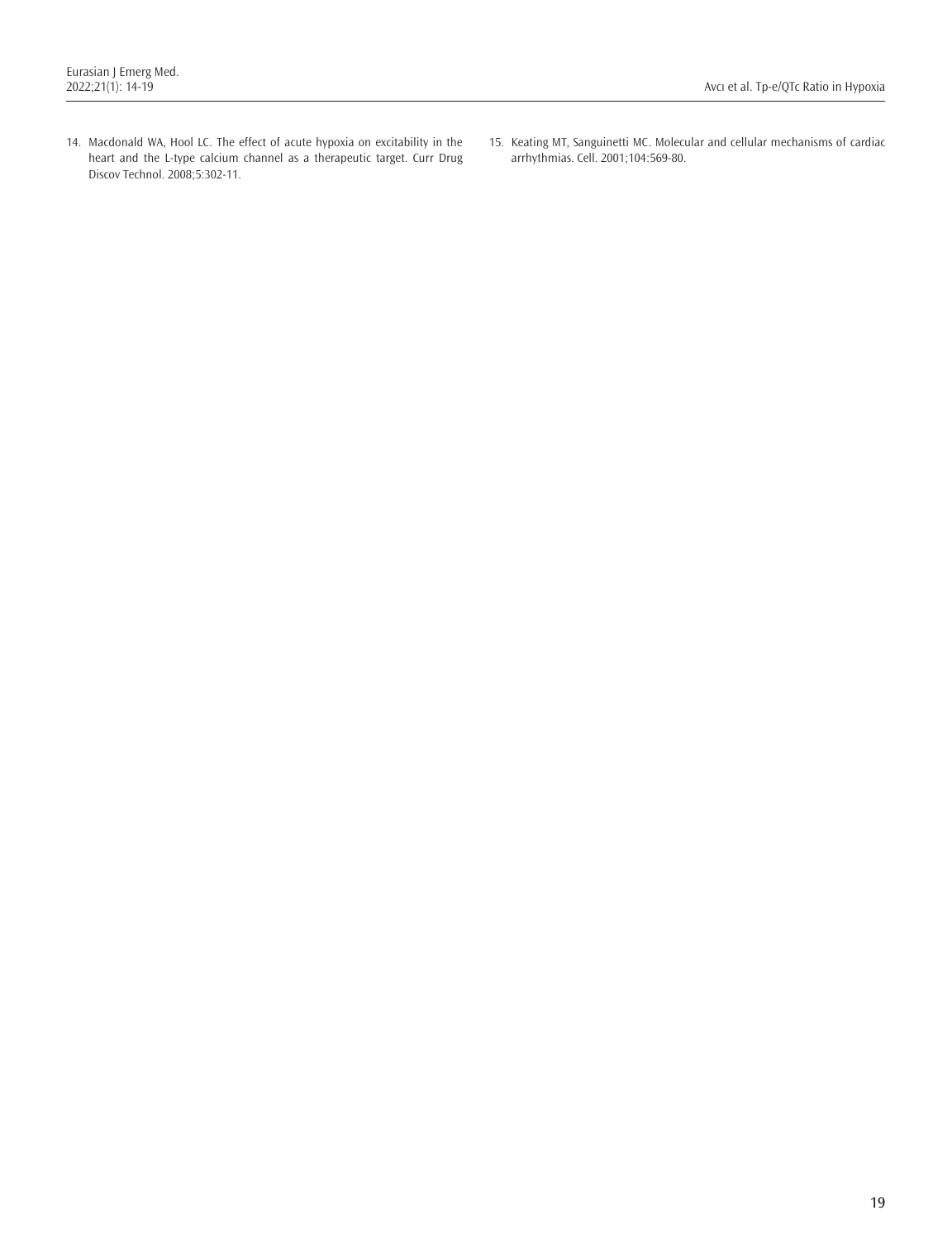14. Macdonald WA, Hool LC. The effect of acute hypoxia on excitability in the heart and the L-type calcium channel as a therapeutic target. Curr Drug Discov Technol. 2008;5:302-11.

15. Keating MT, Sanguinetti MC. Molecular and cellular mechanisms of cardiac arrhythmias. Cell. 2001;104:569-80.